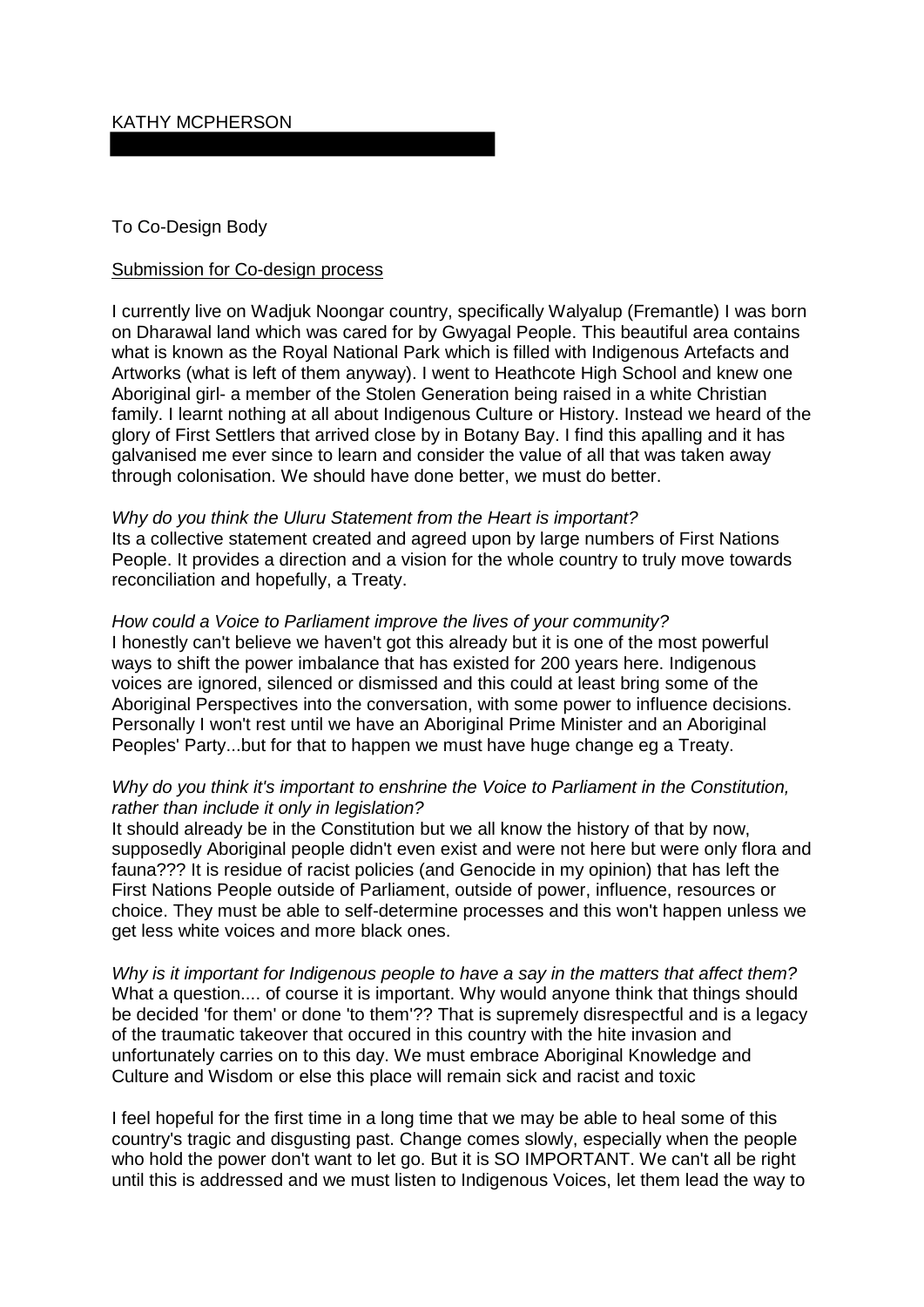KATHY MCPHERSON

To Co-Design Body

Submission for Co-design process

I currently live on Wadjuk Noongar country, specifically Walyalup (Fremantle) I was born on Dharawal land which was cared for by Gwyagal People. This beautiful area contains what is known as the Royal National Park which is filled with Indigenous Artefacts and Artworks (what is left of them anyway). I went to Heathcote High School and knew one Aboriginal girl- a member of the Stolen Generation being raised in a white Christian family. I learnt nothing at all about Indigenous Culture or History. Instead we heard of the glory of First Settlers that arrived close by in Botany Bay. I find this apalling and it has galvanised me ever since to learn and consider the value of all that was taken away through colonisation. We should have done better, we must do better.

*Why do you think the Uluru Statement from the Heart is important?*
Its a collective statement created and agreed upon by large numbers of First Nations People. It provides a direction and a vision for the whole country to truly move towards reconciliation and hopefully, a Treaty.

*How could a Voice to Parliament improve the lives of your community?*
I honestly can't believe we haven't got this already but it is one of the most powerful ways to shift the power imbalance that has existed for 200 years here. Indigenous voices are ignored, silenced or dismissed and this could at least bring some of the Aboriginal Perspectives into the conversation, with some power to influence decisions. Personally I won't rest until we have an Aboriginal Prime Minister and an Aboriginal Peoples' Party...but for that to happen we must have huge change eg a Treaty.

*Why do you think it's important to enshrine the Voice to Parliament in the Constitution, rather than include it only in legislation?*
It should already be in the Constitution but we all know the history of that by now, supposedly Aboriginal people didn't even exist and were not here but were only flora and fauna??? It is residue of racist policies (and Genocide in my opinion) that has left the First Nations People outside of Parliament, outside of power, influence, resources or choice. They must be able to self-determine processes and this won't happen unless we get less white voices and more black ones.

*Why is it important for Indigenous people to have a say in the matters that affect them?*
What a question.... of course it is important. Why would anyone think that things should be decided 'for them' or done 'to them'?? That is supremely disrespectful and is a legacy of the traumatic takeover that occured in this country with the hite invasion and unfortunately carries on to this day. We must embrace Aboriginal Knowledge and Culture and Wisdom or else this place will remain sick and racist and toxic

I feel hopeful for the first time in a long time that we may be able to heal some of this country's tragic and disgusting past. Change comes slowly, especially when the people who hold the power don't want to let go. But it is SO IMPORTANT. We can't all be right until this is addressed and we must listen to Indigenous Voices, let them lead the way to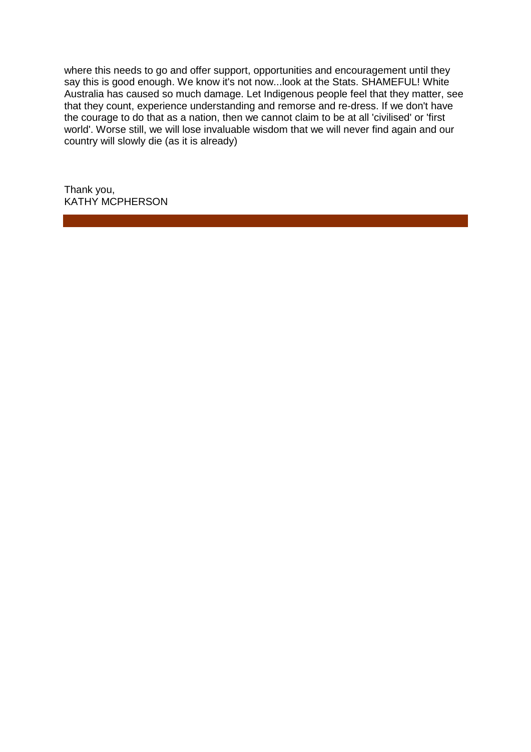where this needs to go and offer support, opportunities and encouragement until they say this is good enough. We know it's not now...look at the Stats. SHAMEFUL! White Australia has caused so much damage. Let Indigenous people feel that they matter, see that they count, experience understanding and remorse and re-dress. If we don't have the courage to do that as a nation, then we cannot claim to be at all 'civilised' or 'first world'. Worse still, we will lose invaluable wisdom that we will never find again and our country will slowly die (as it is already)

Thank you,
KATHY MCPHERSON